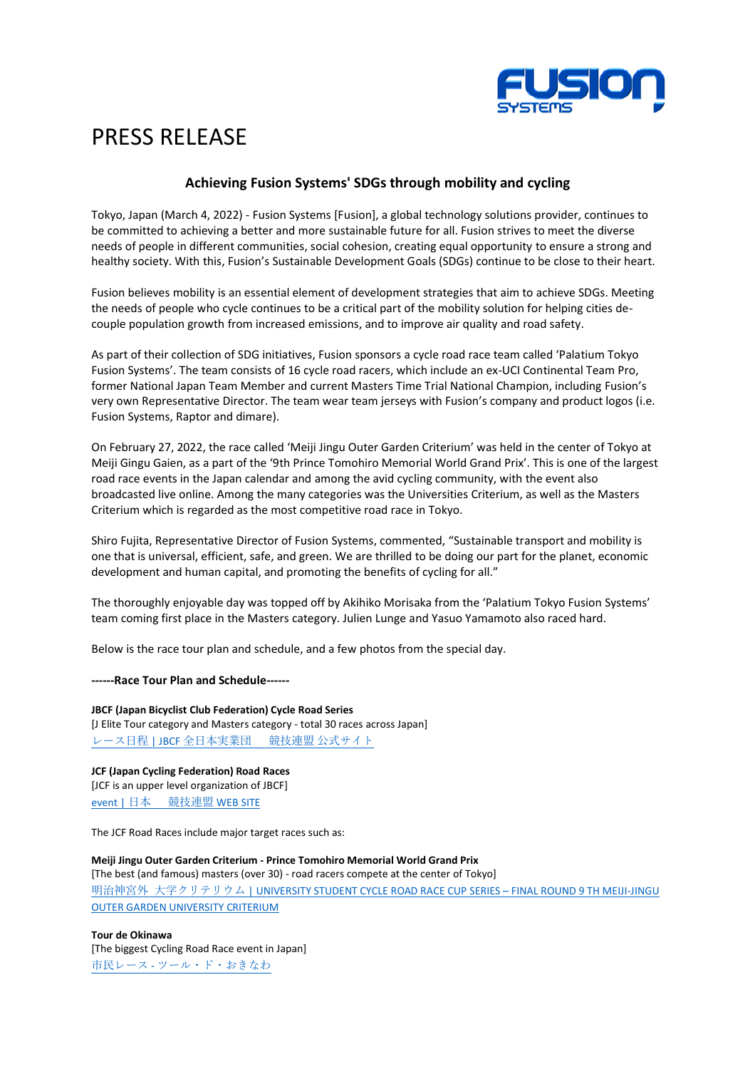# PRESS RELEASE

## Achieving Fusion Systems' SDGs through mobility and cycling

Tokyo, Japan (March 4, 2022) - Fusion Systems [Fusion], a global technology solutions provider, continues to be committed to achieving a better and more sustainable future for all. Fusion strives to meet the diverse needs of people in different communities, social cohesion, creating equal opportunity to ensure a strong and healthy society. With this, Fusion's Sustainable Development Goals (SDGs) continue to be close to their heart.

Fusion believes mobility is an essential element of development strategies that aim to achieve SDGs. Meeting the needs of people who cycle continues to be a critical part of the mobility solution for helping cities de-couple population growth from increased emissions, and to improve air quality and road safety.

As part of their collection of SDG initiatives, Fusion sponsors a cycle road race team called 'Palatium Tokyo Fusion Systems'. The team consists of 16 cycle road racers, which include an ex-UCI Continental Team Pro, former National Japan Team Member and current Masters Time Trial National Champion, including Fusion's very own Representative Director. The team wear team jerseys with Fusion's company and product logos (i.e. Fusion Systems, Raptor and dimare).

On February 27, 2022, the race called 'Meiji Jingu Outer Garden Criterium' was held in the center of Tokyo at Meiji Gingu Gaien, as a part of the '9th Prince Tomohiro Memorial World Grand Prix'. This is one of the largest road race events in the Japan calendar and among the avid cycling community, with the event also broadcasted live online. Among the many categories was the Universities Criterium, as well as the Masters Criterium which is regarded as the most competitive road race in Tokyo.

Shiro Fujita, Representative Director of Fusion Systems, commented, "Sustainable transport and mobility is one that is universal, efficient, safe, and green. We are thrilled to be doing our part for the planet, economic development and human capital, and promoting the benefits of cycling for all."

The thoroughly enjoyable day was topped off by Akihiko Morisaka from the 'Palatium Tokyo Fusion Systems' team coming first place in the Masters category. Julien Lunge and Yasuo Yamamoto also raced hard.

Below is the race tour plan and schedule, and a few photos from the special day.

**------Race Tour Plan and Schedule------**

**JBCF (Japan Bicyclist Club Federation) Cycle Road Series**
[J Elite Tour category and Masters category - total 30 races across Japan]
レース日程 | JBCF 全日本実業団　競技連盟 公式サイト

**JCF (Japan Cycling Federation) Road Races**
[JCF is an upper level organization of JBCF]
event | 日本　競技連盟 WEB SITE

The JCF Road Races include major target races such as:

**Meiji Jingu Outer Garden Criterium - Prince Tomohiro Memorial World Grand Prix**
[The best (and famous) masters (over 30) - road racers compete at the center of Tokyo]
明治神宮外 大学クリテリウム | UNIVERSITY STUDENT CYCLE ROAD RACE CUP SERIES – FINAL ROUND 9 TH MEIJI-JINGU OUTER GARDEN UNIVERSITY CRITERIUM

**Tour de Okinawa**
[The biggest Cycling Road Race event in Japan]
市民レース - ツール・ド・おきなわ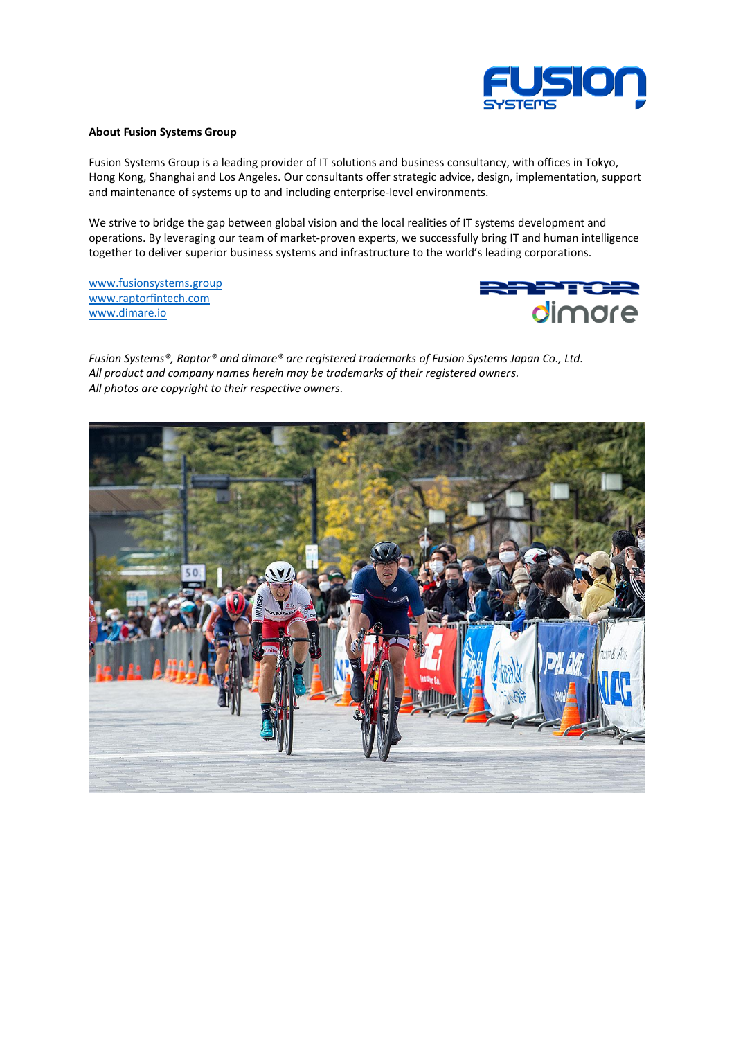**About Fusion Systems Group**

Fusion Systems Group is a leading provider of IT solutions and business consultancy, with offices in Tokyo, Hong Kong, Shanghai and Los Angeles. Our consultants offer strategic advice, design, implementation, support and maintenance of systems up to and including enterprise-level environments.

We strive to bridge the gap between global vision and the local realities of IT systems development and operations. By leveraging our team of market-proven experts, we successfully bring IT and human intelligence together to deliver superior business systems and infrastructure to the world's leading corporations.

www.fusionsystems.group
www.raptorfintech.com
www.dimare.io

*Fusion Systems®, Raptor® and dimare® are registered trademarks of Fusion Systems Japan Co., Ltd.*
*All product and company names herein may be trademarks of their registered owners.*
*All photos are copyright to their respective owners.*